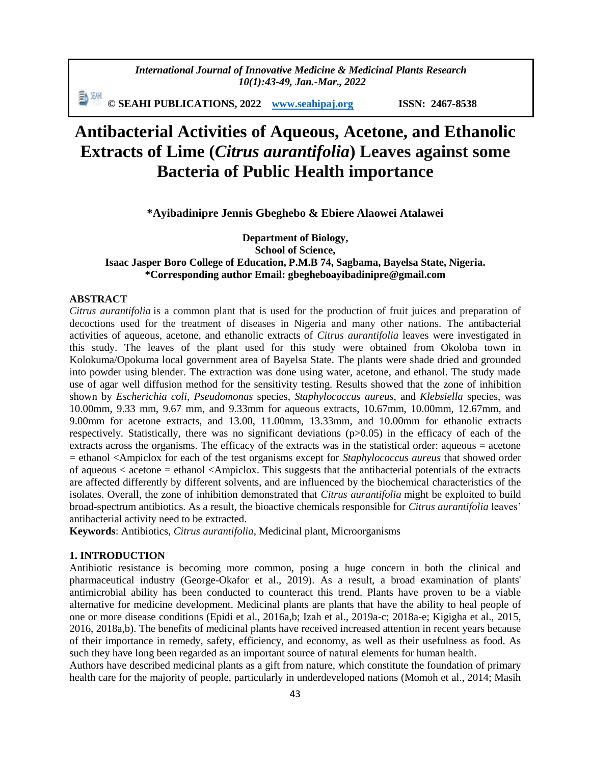# Antibacterial Activities of Aqueous, Acetone, and Ethanolic Extracts of Lime (*Citrus aurantifolia*) Leaves against some Bacteria of Public Health importance

**\*Ayibadinipre Jennis Gbeghebo & Ebiere Alaowei Atalawei**

**Department of Biology,**
**School of Science,**
**Isaac Jasper Boro College of Education, P.M.B 74, Sagbama, Bayelsa State, Nigeria.**
**\*Corresponding author Email: gbegheboayibadinipre@gmail.com**

## ABSTRACT

*Citrus aurantifolia* is a common plant that is used for the production of fruit juices and preparation of decoctions used for the treatment of diseases in Nigeria and many other nations. The antibacterial activities of aqueous, acetone, and ethanolic extracts of *Citrus aurantifolia* leaves were investigated in this study. The leaves of the plant used for this study were obtained from Okoloba town in Kolokuma/Opokuma local government area of Bayelsa State. The plants were shade dried and grounded into powder using blender. The extraction was done using water, acetone, and ethanol. The study made use of agar well diffusion method for the sensitivity testing. Results showed that the zone of inhibition shown by *Escherichia coli*, *Pseudomonas* species, *Staphylococcus aureus*, and *Klebsiella* species, was 10.00mm, 9.33 mm, 9.67 mm, and 9.33mm for aqueous extracts, 10.67mm, 10.00mm, 12.67mm, and 9.00mm for acetone extracts, and 13.00, 11.00mm, 13.33mm, and 10.00mm for ethanolic extracts respectively. Statistically, there was no significant deviations ($p>0.05$) in the efficacy of each of the extracts across the organisms. The efficacy of the extracts was in the statistical order: aqueous = acetone = ethanol <Ampiclox for each of the test organisms except for *Staphylococcus aureus* that showed order of aqueous < acetone = ethanol <Ampiclox. This suggests that the antibacterial potentials of the extracts are affected differently by different solvents, and are influenced by the biochemical characteristics of the isolates. Overall, the zone of inhibition demonstrated that *Citrus aurantifolia* might be exploited to build broad-spectrum antibiotics. As a result, the bioactive chemicals responsible for *Citrus aurantifolia* leaves' antibacterial activity need to be extracted.

**Keywords**: Antibiotics, *Citrus aurantifolia*, Medicinal plant, Microorganisms

## 1. INTRODUCTION

Antibiotic resistance is becoming more common, posing a huge concern in both the clinical and pharmaceutical industry (George-Okafor et al., 2019). As a result, a broad examination of plants' antimicrobial ability has been conducted to counteract this trend. Plants have proven to be a viable alternative for medicine development. Medicinal plants are plants that have the ability to heal people of one or more disease conditions (Epidi et al., 2016a,b; Izah et al., 2019a-c; 2018a-e; Kigigha et al., 2015, 2016, 2018a,b). The benefits of medicinal plants have received increased attention in recent years because of their importance in remedy, safety, efficiency, and economy, as well as their usefulness as food. As such they have long been regarded as an important source of natural elements for human health.

Authors have described medicinal plants as a gift from nature, which constitute the foundation of primary health care for the majority of people, particularly in underdeveloped nations (Momoh et al., 2014; Masih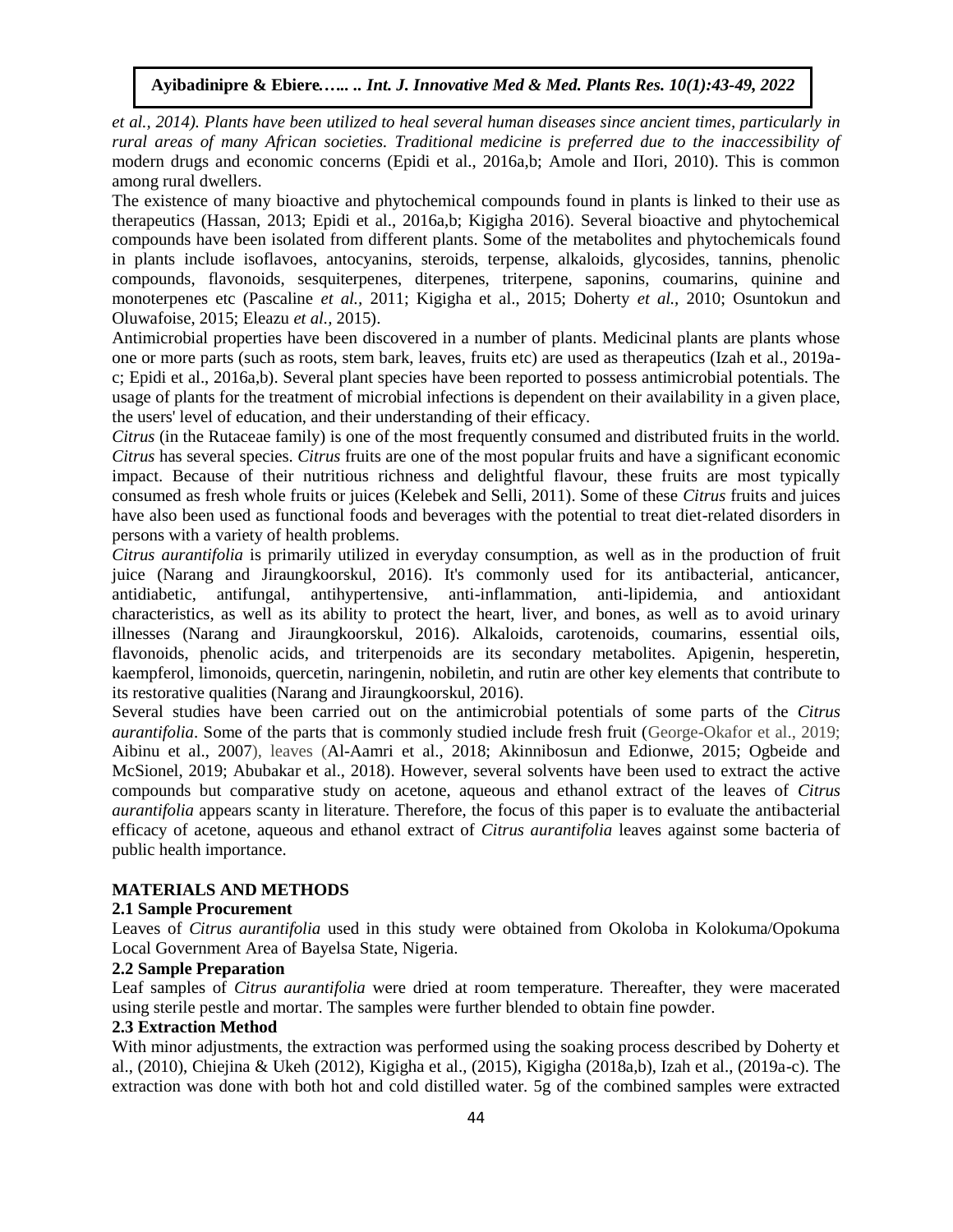*et al., 2014). Plants have been utilized to heal several human diseases since ancient times, particularly in rural areas of many African societies. Traditional medicine is preferred due to the inaccessibility of* modern drugs and economic concerns (Epidi et al., 2016a,b; Amole and IIori, 2010). This is common among rural dwellers.

The existence of many bioactive and phytochemical compounds found in plants is linked to their use as therapeutics (Hassan, 2013; Epidi et al., 2016a,b; Kigigha 2016). Several bioactive and phytochemical compounds have been isolated from different plants. Some of the metabolites and phytochemicals found in plants include isoflavoes, antocyanins, steroids, terpense, alkaloids, glycosides, tannins, phenolic compounds, flavonoids, sesquiterpenes, diterpenes, triterpene, saponins, coumarins, quinine and monoterpenes etc (Pascaline *et al.,* 2011; Kigigha et al., 2015; Doherty *et al.,* 2010; Osuntokun and Oluwafoise, 2015; Eleazu *et al.,* 2015).

Antimicrobial properties have been discovered in a number of plants. Medicinal plants are plants whose one or more parts (such as roots, stem bark, leaves, fruits etc) are used as therapeutics (Izah et al., 2019a-c; Epidi et al., 2016a,b). Several plant species have been reported to possess antimicrobial potentials. The usage of plants for the treatment of microbial infections is dependent on their availability in a given place, the users' level of education, and their understanding of their efficacy.

*Citrus* (in the Rutaceae family) is one of the most frequently consumed and distributed fruits in the world. *Citrus* has several species. *Citrus* fruits are one of the most popular fruits and have a significant economic impact. Because of their nutritious richness and delightful flavour, these fruits are most typically consumed as fresh whole fruits or juices (Kelebek and Selli, 2011). Some of these *Citrus* fruits and juices have also been used as functional foods and beverages with the potential to treat diet-related disorders in persons with a variety of health problems.

*Citrus aurantifolia* is primarily utilized in everyday consumption, as well as in the production of fruit juice (Narang and Jiraungkoorskul, 2016). It's commonly used for its antibacterial, anticancer, antidiabetic, antifungal, antihypertensive, anti-inflammation, anti-lipidemia, and antioxidant characteristics, as well as its ability to protect the heart, liver, and bones, as well as to avoid urinary illnesses (Narang and Jiraungkoorskul, 2016). Alkaloids, carotenoids, coumarins, essential oils, flavonoids, phenolic acids, and triterpenoids are its secondary metabolites. Apigenin, hesperetin, kaempferol, limonoids, quercetin, naringenin, nobiletin, and rutin are other key elements that contribute to its restorative qualities (Narang and Jiraungkoorskul, 2016).

Several studies have been carried out on the antimicrobial potentials of some parts of the *Citrus aurantifolia*. Some of the parts that is commonly studied include fresh fruit (George-Okafor et al., 2019; Aibinu et al., 2007), leaves (Al-Aamri et al., 2018; Akinnibosun and Edionwe, 2015; Ogbeide and McSionel, 2019; Abubakar et al., 2018). However, several solvents have been used to extract the active compounds but comparative study on acetone, aqueous and ethanol extract of the leaves of *Citrus aurantifolia* appears scanty in literature. Therefore, the focus of this paper is to evaluate the antibacterial efficacy of acetone, aqueous and ethanol extract of *Citrus aurantifolia* leaves against some bacteria of public health importance.

## MATERIALS AND METHODS

### 2.1 Sample Procurement

Leaves of *Citrus aurantifolia* used in this study were obtained from Okoloba in Kolokuma/Opokuma Local Government Area of Bayelsa State, Nigeria.

### 2.2 Sample Preparation

Leaf samples of *Citrus aurantifolia* were dried at room temperature. Thereafter, they were macerated using sterile pestle and mortar. The samples were further blended to obtain fine powder.

### 2.3 Extraction Method

With minor adjustments, the extraction was performed using the soaking process described by Doherty et al., (2010), Chiejina & Ukeh (2012), Kigigha et al., (2015), Kigigha (2018a,b), Izah et al., (2019a-c). The extraction was done with both hot and cold distilled water. 5g of the combined samples were extracted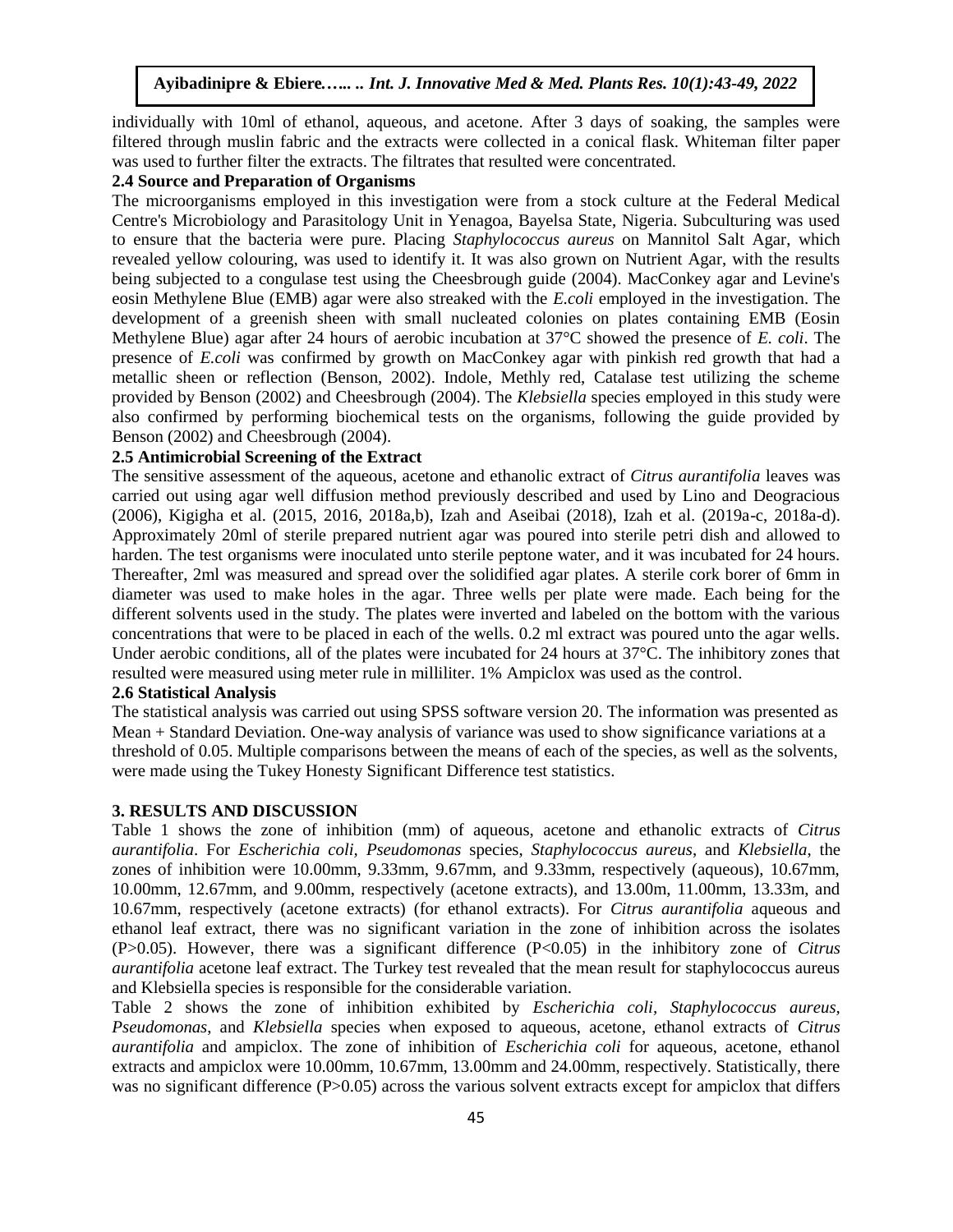individually with 10ml of ethanol, aqueous, and acetone. After 3 days of soaking, the samples were filtered through muslin fabric and the extracts were collected in a conical flask. Whiteman filter paper was used to further filter the extracts. The filtrates that resulted were concentrated.

### 2.4 Source and Preparation of Organisms

The microorganisms employed in this investigation were from a stock culture at the Federal Medical Centre's Microbiology and Parasitology Unit in Yenagoa, Bayelsa State, Nigeria. Subculturing was used to ensure that the bacteria were pure. Placing *Staphylococcus aureus* on Mannitol Salt Agar, which revealed yellow colouring, was used to identify it. It was also grown on Nutrient Agar, with the results being subjected to a congulase test using the Cheesbrough guide (2004). MacConkey agar and Levine's eosin Methylene Blue (EMB) agar were also streaked with the *E.coli* employed in the investigation. The development of a greenish sheen with small nucleated colonies on plates containing EMB (Eosin Methylene Blue) agar after 24 hours of aerobic incubation at 37°C showed the presence of *E. coli*. The presence of *E.coli* was confirmed by growth on MacConkey agar with pinkish red growth that had a metallic sheen or reflection (Benson, 2002). Indole, Methly red, Catalase test utilizing the scheme provided by Benson (2002) and Cheesbrough (2004). The *Klebsiella* species employed in this study were also confirmed by performing biochemical tests on the organisms, following the guide provided by Benson (2002) and Cheesbrough (2004).

### 2.5 Antimicrobial Screening of the Extract

The sensitive assessment of the aqueous, acetone and ethanolic extract of *Citrus aurantifolia* leaves was carried out using agar well diffusion method previously described and used by Lino and Deogracious (2006), Kigigha et al. (2015, 2016, 2018a,b), Izah and Aseibai (2018), Izah et al. (2019a-c, 2018a-d). Approximately 20ml of sterile prepared nutrient agar was poured into sterile petri dish and allowed to harden. The test organisms were inoculated unto sterile peptone water, and it was incubated for 24 hours. Thereafter, 2ml was measured and spread over the solidified agar plates. A sterile cork borer of 6mm in diameter was used to make holes in the agar. Three wells per plate were made. Each being for the different solvents used in the study. The plates were inverted and labeled on the bottom with the various concentrations that were to be placed in each of the wells. 0.2 ml extract was poured unto the agar wells. Under aerobic conditions, all of the plates were incubated for 24 hours at 37°C. The inhibitory zones that resulted were measured using meter rule in milliliter. 1% Ampiclox was used as the control.

### 2.6 Statistical Analysis

The statistical analysis was carried out using SPSS software version 20. The information was presented as Mean + Standard Deviation. One-way analysis of variance was used to show significance variations at a threshold of 0.05. Multiple comparisons between the means of each of the species, as well as the solvents, were made using the Tukey Honesty Significant Difference test statistics.

## 3. RESULTS AND DISCUSSION

Table 1 shows the zone of inhibition (mm) of aqueous, acetone and ethanolic extracts of *Citrus aurantifolia*. For *Escherichia coli, Pseudomonas* species, *Staphylococcus aureus*, and *Klebsiella*, the zones of inhibition were 10.00mm, 9.33mm, 9.67mm, and 9.33mm, respectively (aqueous), 10.67mm, 10.00mm, 12.67mm, and 9.00mm, respectively (acetone extracts), and 13.00m, 11.00mm, 13.33m, and 10.67mm, respectively (acetone extracts) (for ethanol extracts). For *Citrus aurantifolia* aqueous and ethanol leaf extract, there was no significant variation in the zone of inhibition across the isolates (P>0.05). However, there was a significant difference (P<0.05) in the inhibitory zone of *Citrus aurantifolia* acetone leaf extract. The Turkey test revealed that the mean result for staphylococcus aureus and Klebsiella species is responsible for the considerable variation.

Table 2 shows the zone of inhibition exhibited by *Escherichia coli*, *Staphylococcus aureus*, *Pseudomonas*, and *Klebsiella* species when exposed to aqueous, acetone, ethanol extracts of *Citrus aurantifolia* and ampiclox. The zone of inhibition of *Escherichia coli* for aqueous, acetone, ethanol extracts and ampiclox were 10.00mm, 10.67mm, 13.00mm and 24.00mm, respectively. Statistically, there was no significant difference (P>0.05) across the various solvent extracts except for ampiclox that differs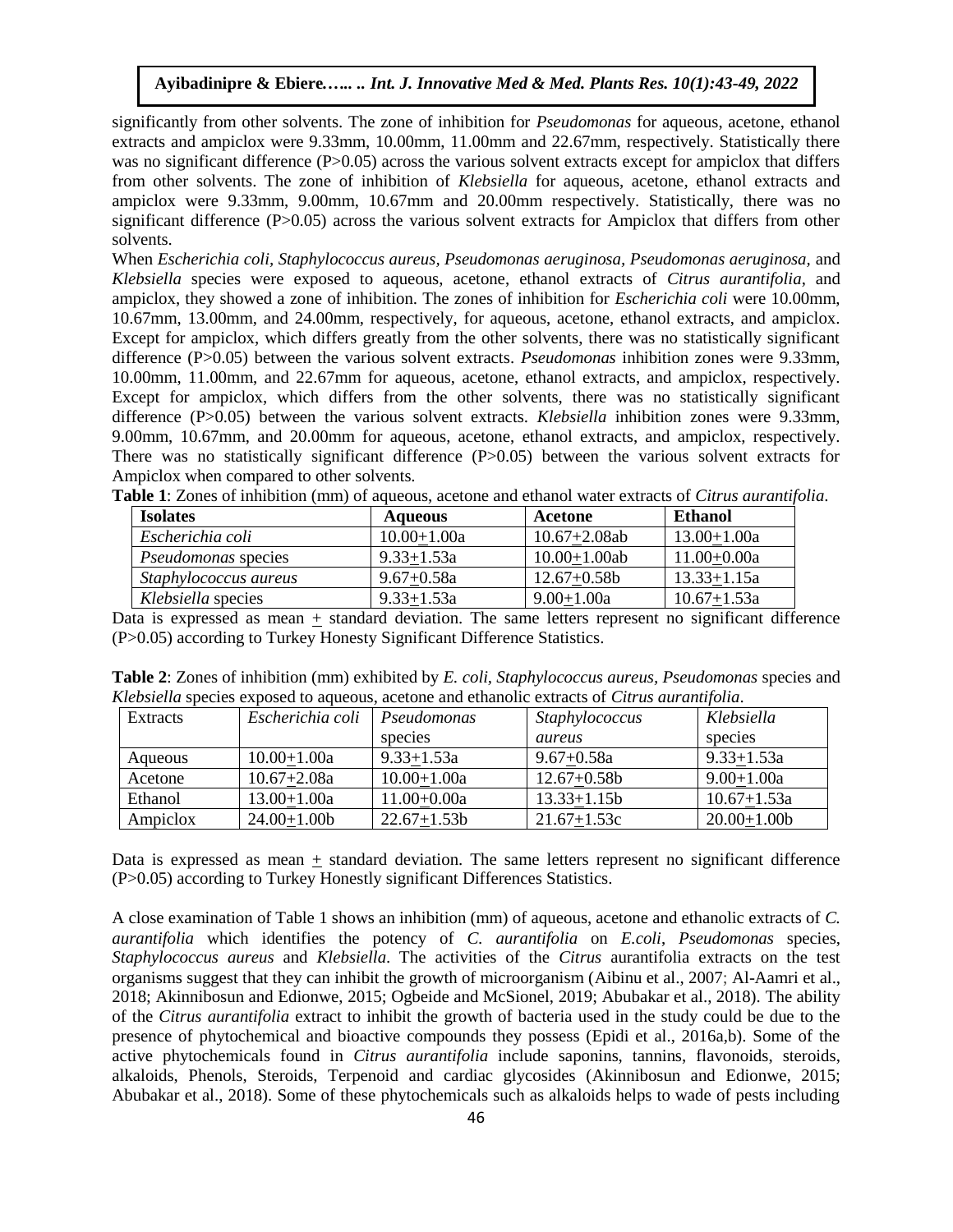significantly from other solvents. The zone of inhibition for *Pseudomonas* for aqueous, acetone, ethanol extracts and ampiclox were 9.33mm, 10.00mm, 11.00mm and 22.67mm, respectively. Statistically there was no significant difference (P>0.05) across the various solvent extracts except for ampiclox that differs from other solvents. The zone of inhibition of *Klebsiella* for aqueous, acetone, ethanol extracts and ampiclox were 9.33mm, 9.00mm, 10.67mm and 20.00mm respectively. Statistically, there was no significant difference (P>0.05) across the various solvent extracts for Ampiclox that differs from other solvents.

When *Escherichia coli, Staphylococcus aureus, Pseudomonas aeruginosa, Pseudomonas aeruginosa*, and *Klebsiella* species were exposed to aqueous, acetone, ethanol extracts of *Citrus aurantifolia*, and ampiclox, they showed a zone of inhibition. The zones of inhibition for *Escherichia coli* were 10.00mm, 10.67mm, 13.00mm, and 24.00mm, respectively, for aqueous, acetone, ethanol extracts, and ampiclox. Except for ampiclox, which differs greatly from the other solvents, there was no statistically significant difference (P>0.05) between the various solvent extracts. *Pseudomonas* inhibition zones were 9.33mm, 10.00mm, 11.00mm, and 22.67mm for aqueous, acetone, ethanol extracts, and ampiclox, respectively. Except for ampiclox, which differs from the other solvents, there was no statistically significant difference (P>0.05) between the various solvent extracts. *Klebsiella* inhibition zones were 9.33mm, 9.00mm, 10.67mm, and 20.00mm for aqueous, acetone, ethanol extracts, and ampiclox, respectively. There was no statistically significant difference (P>0.05) between the various solvent extracts for Ampiclox when compared to other solvents.

**Table 1**: Zones of inhibition (mm) of aqueous, acetone and ethanol water extracts of *Citrus aurantifolia*.

| **Isolates** | **Aqueous** | **Acetone** | **Ethanol** |
|---|---|---|---|
| *Escherichia coli* | 10.00±1.00a | 10.67±2.08ab | 13.00±1.00a |
| *Pseudomonas* species | 9.33±1.53a | 10.00±1.00ab | 11.00±0.00a |
| *Staphylococcus aureus* | 9.67±0.58a | 12.67±0.58b | 13.33±1.15a |
| *Klebsiella* species | 9.33±1.53a | 9.00±1.00a | 10.67±1.53a |

Data is expressed as mean ± standard deviation. The same letters represent no significant difference (P>0.05) according to Turkey Honesty Significant Difference Statistics.

**Table 2**: Zones of inhibition (mm) exhibited by *E. coli, Staphylococcus aureus, Pseudomonas* species and *Klebsiella* species exposed to aqueous, acetone and ethanolic extracts of *Citrus aurantifolia*.

| Extracts | *Escherichia coli* | *Pseudomonas* species | *Staphylococcus aureus* | *Klebsiella* species |
|---|---|---|---|---|
| Aqueous | 10.00±1.00a | 9.33±1.53a | 9.67±0.58a | 9.33±1.53a |
| Acetone | 10.67±2.08a | 10.00±1.00a | 12.67±0.58b | 9.00±1.00a |
| Ethanol | 13.00±1.00a | 11.00±0.00a | 13.33±1.15b | 10.67±1.53a |
| Ampiclox | 24.00±1.00b | 22.67±1.53b | 21.67±1.53c | 20.00±1.00b |

Data is expressed as mean ± standard deviation. The same letters represent no significant difference (P>0.05) according to Turkey Honestly significant Differences Statistics.

A close examination of Table 1 shows an inhibition (mm) of aqueous, acetone and ethanolic extracts of *C. aurantifolia* which identifies the potency of *C. aurantifolia* on *E.coli*, *Pseudomonas* species, *Staphylococcus aureus* and *Klebsiella*. The activities of the *Citrus* aurantifolia extracts on the test organisms suggest that they can inhibit the growth of microorganism (Aibinu et al., 2007; Al-Aamri et al., 2018; Akinnibosun and Edionwe, 2015; Ogbeide and McSionel, 2019; Abubakar et al., 2018). The ability of the *Citrus aurantifolia* extract to inhibit the growth of bacteria used in the study could be due to the presence of phytochemical and bioactive compounds they possess (Epidi et al., 2016a,b). Some of the active phytochemicals found in *Citrus aurantifolia* include saponins, tannins, flavonoids, steroids, alkaloids, Phenols, Steroids, Terpenoid and cardiac glycosides (Akinnibosun and Edionwe, 2015; Abubakar et al., 2018). Some of these phytochemicals such as alkaloids helps to wade of pests including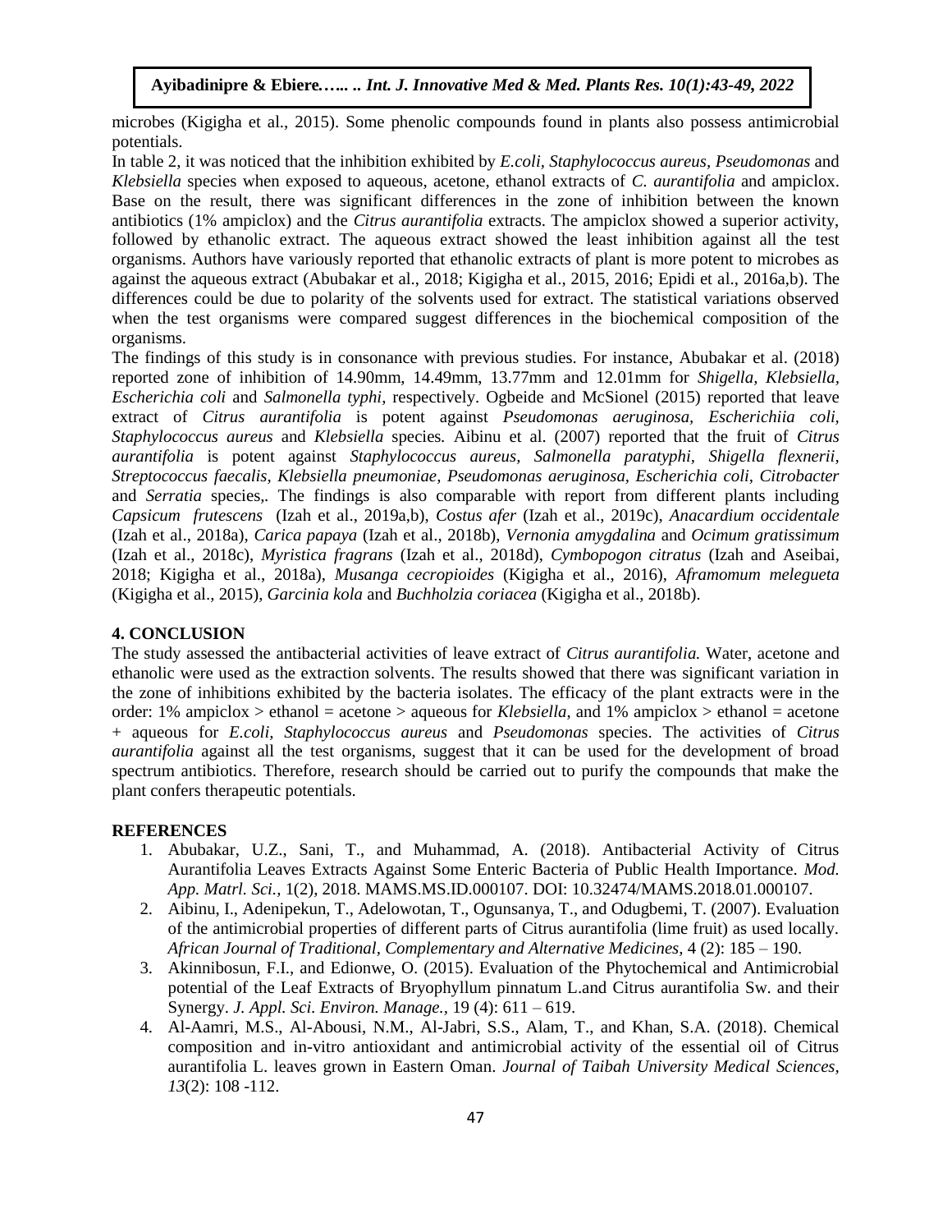microbes (Kigigha et al., 2015). Some phenolic compounds found in plants also possess antimicrobial potentials.

In table 2, it was noticed that the inhibition exhibited by *E.coli, Staphylococcus aureus, Pseudomonas* and *Klebsiella* species when exposed to aqueous, acetone, ethanol extracts of *C. aurantifolia* and ampiclox. Base on the result, there was significant differences in the zone of inhibition between the known antibiotics (1% ampiclox) and the *Citrus aurantifolia* extracts. The ampiclox showed a superior activity, followed by ethanolic extract. The aqueous extract showed the least inhibition against all the test organisms. Authors have variously reported that ethanolic extracts of plant is more potent to microbes as against the aqueous extract (Abubakar et al., 2018; Kigigha et al., 2015, 2016; Epidi et al., 2016a,b). The differences could be due to polarity of the solvents used for extract. The statistical variations observed when the test organisms were compared suggest differences in the biochemical composition of the organisms.

The findings of this study is in consonance with previous studies. For instance, Abubakar et al. (2018) reported zone of inhibition of 14.90mm, 14.49mm, 13.77mm and 12.01mm for *Shigella, Klebsiella, Escherichia coli* and *Salmonella typhi,* respectively. Ogbeide and McSionel (2015) reported that leave extract of *Citrus aurantifolia* is potent against *Pseudomonas aeruginosa, Escherichiia coli, Staphylococcus aureus* and *Klebsiella* species. Aibinu et al. (2007) reported that the fruit of *Citrus aurantifolia* is potent against *Staphylococcus aureus, Salmonella paratyphi, Shigella flexnerii, Streptococcus faecalis, Klebsiella pneumoniae, Pseudomonas aeruginosa, Escherichia coli, Citrobacter* and *Serratia* species,. The findings is also comparable with report from different plants including *Capsicum frutescens* (Izah et al., 2019a,b), *Costus afer* (Izah et al., 2019c), *Anacardium occidentale* (Izah et al., 2018a), *Carica papaya* (Izah et al., 2018b), *Vernonia amygdalina* and *Ocimum gratissimum* (Izah et al., 2018c), *Myristica fragrans* (Izah et al., 2018d), *Cymbopogon citratus* (Izah and Aseibai, 2018; Kigigha et al., 2018a), *Musanga cecropioides* (Kigigha et al., 2016), *Aframomum melegueta* (Kigigha et al., 2015), *Garcinia kola* and *Buchholzia coriacea* (Kigigha et al., 2018b).

## 4. CONCLUSION

The study assessed the antibacterial activities of leave extract of *Citrus aurantifolia.* Water, acetone and ethanolic were used as the extraction solvents. The results showed that there was significant variation in the zone of inhibitions exhibited by the bacteria isolates. The efficacy of the plant extracts were in the order: 1% ampiclox > ethanol = acetone > aqueous for *Klebsiella*, and 1% ampiclox > ethanol = acetone + aqueous for *E.coli, Staphylococcus aureus* and *Pseudomonas* species. The activities of *Citrus aurantifolia* against all the test organisms, suggest that it can be used for the development of broad spectrum antibiotics. Therefore, research should be carried out to purify the compounds that make the plant confers therapeutic potentials.

## REFERENCES

1. Abubakar, U.Z., Sani, T., and Muhammad, A. (2018). Antibacterial Activity of Citrus Aurantifolia Leaves Extracts Against Some Enteric Bacteria of Public Health Importance. *Mod. App. Matrl. Sci.*, 1(2), 2018. MAMS.MS.ID.000107. DOI: 10.32474/MAMS.2018.01.000107.
2. Aibinu, I., Adenipekun, T., Adelowotan, T., Ogunsanya, T., and Odugbemi, T. (2007). Evaluation of the antimicrobial properties of different parts of Citrus aurantifolia (lime fruit) as used locally. *African Journal of Traditional, Complementary and Alternative Medicines*, 4 (2): 185 – 190.
3. Akinnibosun, F.I., and Edionwe, O. (2015). Evaluation of the Phytochemical and Antimicrobial potential of the Leaf Extracts of Bryophyllum pinnatum L.and Citrus aurantifolia Sw. and their Synergy. *J. Appl. Sci. Environ. Manage.*, 19 (4): 611 – 619.
4. Al-Aamri, M.S., Al-Abousi, N.M., Al-Jabri, S.S., Alam, T., and Khan, S.A. (2018). Chemical composition and in-vitro antioxidant and antimicrobial activity of the essential oil of Citrus aurantifolia L. leaves grown in Eastern Oman. *Journal of Taibah University Medical Sciences, 13*(2): 108 -112.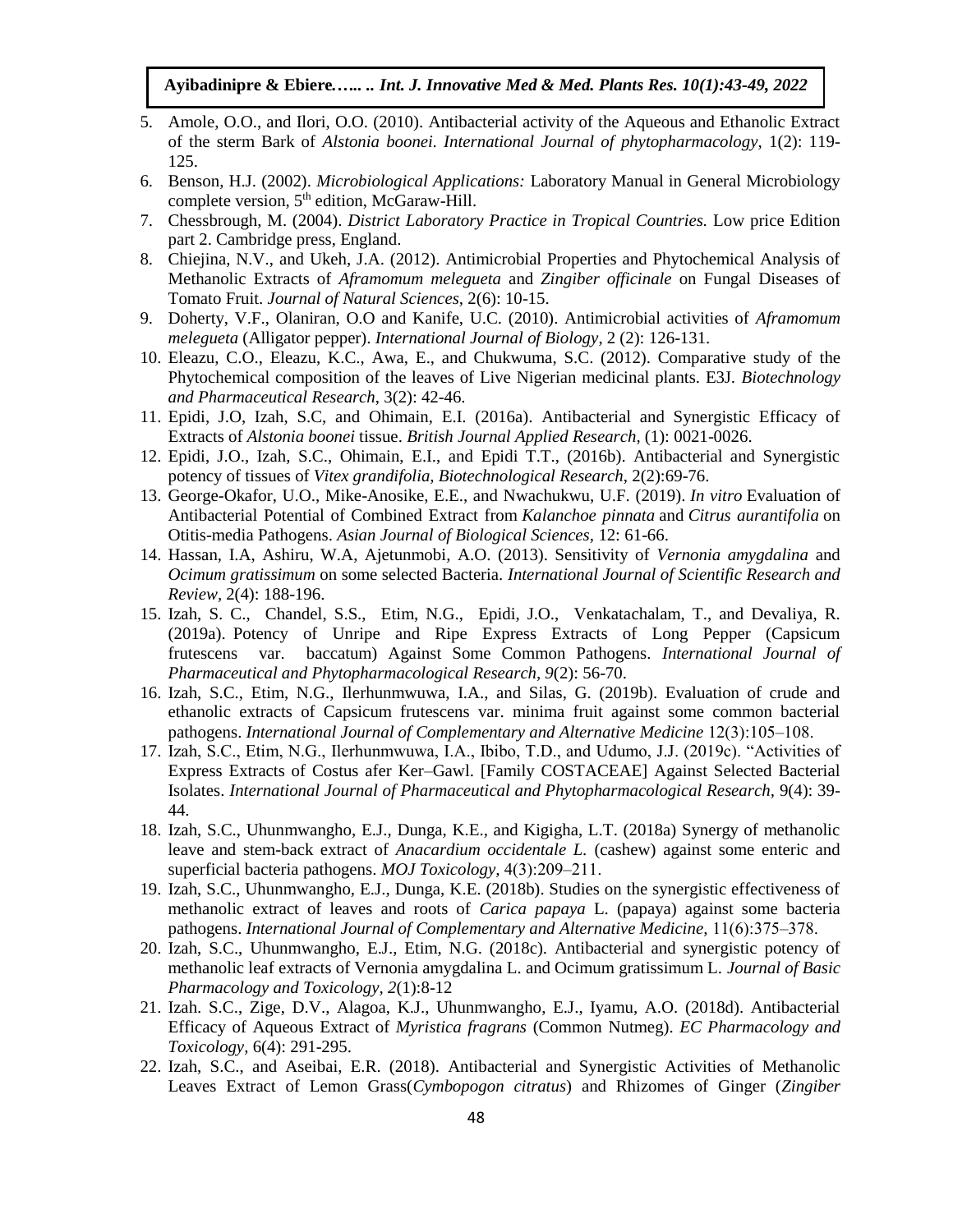5. Amole, O.O., and Ilori, O.O. (2010). Antibacterial activity of the Aqueous and Ethanolic Extract of the sterm Bark of *Alstonia boonei. International Journal of phytopharmacology*, 1(2): 119-125.
6. Benson, H.J. (2002). *Microbiological Applications:* Laboratory Manual in General Microbiology complete version, 5th edition, McGaraw-Hill.
7. Chessbrough, M. (2004). *District Laboratory Practice in Tropical Countries.* Low price Edition part 2. Cambridge press, England.
8. Chiejina, N.V., and Ukeh, J.A. (2012). Antimicrobial Properties and Phytochemical Analysis of Methanolic Extracts of *Aframomum melegueta* and *Zingiber officinale* on Fungal Diseases of Tomato Fruit. *Journal of Natural Sciences*, 2(6): 10-15.
9. Doherty, V.F., Olaniran, O.O and Kanife, U.C. (2010). Antimicrobial activities of *Aframomum melegueta* (Alligator pepper). *International Journal of Biology*, 2 (2): 126-131.
10. Eleazu, C.O., Eleazu, K.C., Awa, E., and Chukwuma, S.C. (2012). Comparative study of the Phytochemical composition of the leaves of Live Nigerian medicinal plants. E3J. *Biotechnology and Pharmaceutical Research*, 3(2): 42-46.
11. Epidi, J.O, Izah, S.C, and Ohimain, E.I. (2016a). Antibacterial and Synergistic Efficacy of Extracts of *Alstonia boonei* tissue. *British Journal Applied Research,* (1): 0021-0026.
12. Epidi, J.O., Izah, S.C., Ohimain, E.I., and Epidi T.T., (2016b). Antibacterial and Synergistic potency of tissues of *Vitex grandifolia, Biotechnological Research*, 2(2):69-76.
13. George-Okafor, U.O., Mike-Anosike, E.E., and Nwachukwu, U.F. (2019). *In vitro* Evaluation of Antibacterial Potential of Combined Extract from *Kalanchoe pinnata* and *Citrus aurantifolia* on Otitis-media Pathogens. *Asian Journal of Biological Sciences*, 12: 61-66.
14. Hassan, I.A, Ashiru, W.A, Ajetunmobi, A.O. (2013). Sensitivity of *Vernonia amygdalina* and *Ocimum gratissimum* on some selected Bacteria. *International Journal of Scientific Research and Review*, 2(4): 188-196.
15. Izah, S. C., Chandel, S.S., Etim, N.G., Epidi, J.O., Venkatachalam, T., and Devaliya, R. (2019a). Potency of Unripe and Ripe Express Extracts of Long Pepper (Capsicum frutescens var. baccatum) Against Some Common Pathogens. *International Journal of Pharmaceutical and Phytopharmacological Research*, *9*(2): 56-70.
16. Izah, S.C., Etim, N.G., Ilerhunmwuwa, I.A., and Silas, G. (2019b). Evaluation of crude and ethanolic extracts of Capsicum frutescens var. minima fruit against some common bacterial pathogens. *International Journal of Complementary and Alternative Medicine* 12(3):105–108.
17. Izah, S.C., Etim, N.G., Ilerhunmwuwa, I.A., Ibibo, T.D., and Udumo, J.J. (2019c). "Activities of Express Extracts of Costus afer Ker–Gawl. [Family COSTACEAE] Against Selected Bacterial Isolates. *International Journal of Pharmaceutical and Phytopharmacological Research*, 9(4): 39-44.
18. Izah, S.C., Uhunmwangho, E.J., Dunga, K.E., and Kigigha, L.T. (2018a) Synergy of methanolic leave and stem-back extract of *Anacardium occidentale L.* (cashew) against some enteric and superficial bacteria pathogens. *MOJ Toxicology*, 4(3):209–211.
19. Izah, S.C., Uhunmwangho, E.J., Dunga, K.E. (2018b). Studies on the synergistic effectiveness of methanolic extract of leaves and roots of *Carica papaya* L. (papaya) against some bacteria pathogens. *International Journal of Complementary and Alternative Medicine*, 11(6):375–378.
20. Izah, S.C., Uhunmwangho, E.J., Etim, N.G. (2018c). Antibacterial and synergistic potency of methanolic leaf extracts of Vernonia amygdalina L. and Ocimum gratissimum L. *Journal of Basic Pharmacology and Toxicology, 2*(1):8-12
21. Izah. S.C., Zige, D.V., Alagoa, K.J., Uhunmwangho, E.J., Iyamu, A.O. (2018d). Antibacterial Efficacy of Aqueous Extract of *Myristica fragrans* (Common Nutmeg). *EC Pharmacology and Toxicology,* 6(4): 291-295.
22. Izah, S.C., and Aseibai, E.R. (2018). Antibacterial and Synergistic Activities of Methanolic Leaves Extract of Lemon Grass(*Cymbopogon citratus*) and Rhizomes of Ginger (*Zingiber*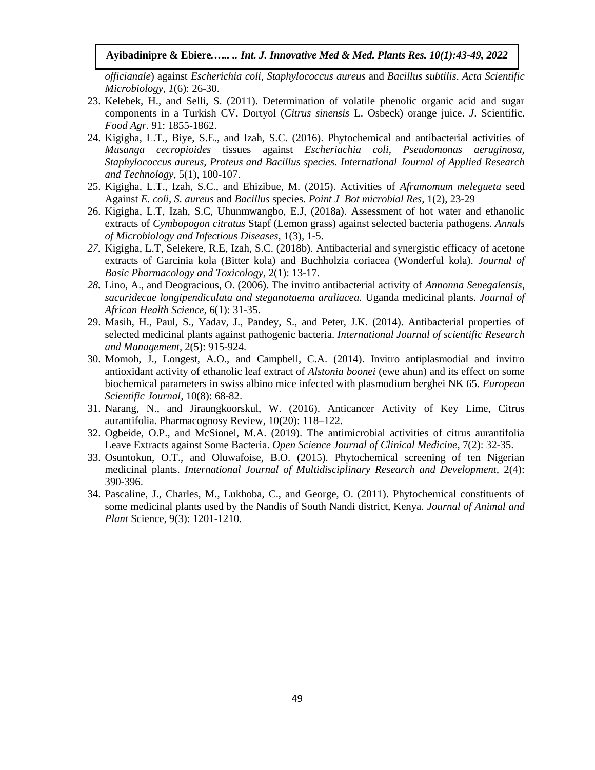*officianale*) against *Escherichia coli*, *Staphylococcus aureus* and *Bacillus subtilis*. *Acta Scientific Microbiology*, *1*(6): 26-30.

23. Kelebek, H., and Selli, S. (2011). Determination of volatile phenolic organic acid and sugar components in a Turkish CV. Dortyol (*Citrus sinensis* L. Osbeck) orange juice. *J*. Scientific. *Food Agr.* 91: 1855-1862.
24. Kigigha, L.T., Biye, S.E., and Izah, S.C. (2016). Phytochemical and antibacterial activities of *Musanga cecropioides* tissues against *Escheriachia coli, Pseudomonas aeruginosa, Staphylococcus aureus, Proteus and Bacillus species. International Journal of Applied Research and Technology,* 5(1), 100-107.
25. Kigigha, L.T., Izah, S.C., and Ehizibue, M. (2015). Activities of *Aframomum melegueta* seed Against *E. coli, S. aureus* and *Bacillus* species. *Point J Bot microbial Res,* 1(2), 23-29
26. Kigigha, L.T, Izah, S.C, Uhunmwangbo, E.J, (2018a). Assessment of hot water and ethanolic extracts of *Cymbopogon citratus* Stapf (Lemon grass) against selected bacteria pathogens. *Annals of Microbiology and Infectious Diseases,* 1(3), 1-5.
27. Kigigha, L.T, Selekere, R.E, Izah, S.C. (2018b). Antibacterial and synergistic efficacy of acetone extracts of Garcinia kola (Bitter kola) and Buchholzia coriacea (Wonderful kola). *Journal of Basic Pharmacology and Toxicology,* 2(1): 13-17.
28. Lino, A., and Deogracious, O. (2006). The invitro antibacterial activity of *Annonna Senegalensis, sacuridecae longipendiculata and steganotaema araliacea.* Uganda medicinal plants. *Journal of African Health Science,* 6(1): 31-35.
29. Masih, H., Paul, S., Yadav, J., Pandey, S., and Peter, J.K. (2014). Antibacterial properties of selected medicinal plants against pathogenic bacteria. *International Journal of scientific Research and Management*, 2(5): 915-924.
30. Momoh, J., Longest, A.O., and Campbell, C.A. (2014). Invitro antiplasmodial and invitro antioxidant activity of ethanolic leaf extract of *Alstonia boonei* (ewe ahun) and its effect on some biochemical parameters in swiss albino mice infected with plasmodium berghei NK 65. *European Scientific Journal,* 10(8): 68-82.
31. Narang, N., and Jiraungkoorskul, W. (2016). Anticancer Activity of Key Lime, Citrus aurantifolia. Pharmacognosy Review, 10(20): 118–122.
32. Ogbeide, O.P., and McSionel, M.A. (2019). The antimicrobial activities of citrus aurantifolia Leave Extracts against Some Bacteria. *Open Science Journal of Clinical Medicine*, 7(2): 32-35.
33. Osuntokun, O.T., and Oluwafoise, B.O. (2015). Phytochemical screening of ten Nigerian medicinal plants. *International Journal of Multidisciplinary Research and Development*, 2(4): 390-396.
34. Pascaline, J., Charles, M., Lukhoba, C., and George, O. (2011). Phytochemical constituents of some medicinal plants used by the Nandis of South Nandi district, Kenya. *Journal of Animal and Plant* Science, 9(3): 1201-1210.